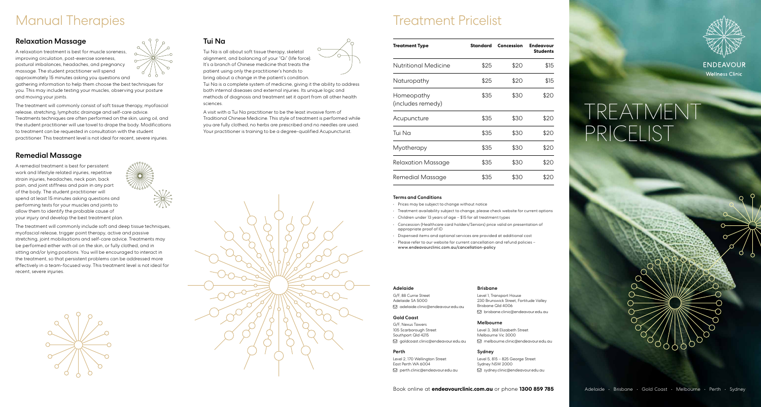# Manual Therapies

## Relaxation Massage

A relaxation treatment is best for muscle soreness, improving circulation, post-exercise soreness, postural imbalances, headaches, and pregnancy massage. The student practitioner will spend approximately 15 minutes asking you questions and gathering information to help them choose the best techniques for you. This may include testing your muscles, observing your posture and moving your joints.

The treatment will commonly consist of soft tissue therapy, myofascial release, stretching, lymphatic drainage and self-care advice. Treatments techniques are often performed on the skin, using oil, and the student practitioner will use towel to drape the body. Modifications to treatment can be requested in consultation with the student practitioner. This treatment level is not ideal for recent, severe injuries.

## Remedial Massage

A remedial treatment is best for persistent work and lifestyle related injuries, repetitive strain injuries, headaches, neck pain, back pain, and joint stiffness and pain in any part of the body. The student practitioner will spend at least 15 minutes asking questions and performing tests for your muscles and joints to allow them to identify the probable cause of your injury and develop the best treatment plan.

The treatment will commonly include soft and deep tissue techniques, myofascial release, trigger point therapy, active and passive stretching, joint mobilisations and self-care advice. Treatments may be performed either with oil on the skin, or fully clothed, and in sitting and/or lying positions. You will be encouraged to interact in the treatment, so that persistent problems can be addressed more effectively in a team-focused way. This treatment level is not ideal for recent, severe injuries.

## Tui Na

Tui Na is all about soft tissue therapy, skeletal alignment, and balancing of your "Qi" (life force). It's a branch of Chinese medicine that treats the patient using only the practitioner's hands to bring about a change in the patient's condition. Tui Na is a complete system of medicine, giving it the ability to address both internal diseases and external injuries. Its unique logic and methods of diagnosis and treatment set it apart from all other health sciences.

A visit with a Tui Na practitioner to be the least invasive form of Traditional Chinese Medicine. This style of treatment is performed while you are fully clothed, no herbs are prescribed and no needles are used. Your practitioner is training to be a degree-qualified Acupuncturist.

# Treatment Pricelist

| Treatment Type | Standard | Concession | Endeavour Students |
|---|---|---|---|
| Nutritional Medicine | $25 | $20 | $15 |
| Naturopathy | $25 | $20 | $15 |
| Homeopathy (includes remedy) | $35 | $30 | $20 |
| Acupuncture | $35 | $30 | $20 |
| Tui Na | $35 | $30 | $20 |
| Myotherapy | $35 | $30 | $20 |
| Relaxation Massage | $35 | $30 | $20 |
| Remedial Massage | $35 | $30 | $20 |

**Terms and Conditions**

- Prices may be subject to change without notice
- Treatment availability subject to change, please check website for current options
- Children under 13 years of age – $15 for all treatment types
- Concession (Healthcare card holders/Seniors) price valid on presentation of appropriate proof of ID
- Dispensed items and optional services are provided at additional cost
- Please refer to our website for current cancellation and refund policies – www.endeavourclinic.com.au/cancellation-policy

**Adelaide**
G/F, 88 Currie Street
Adelaide SA 5000
adelaide.clinic@endeavour.edu.au

**Gold Coast**
G/F, Nexus Towers
105 Scarborough Street
Southport Qld 4215
goldcoast.clinic@endeavour.edu.au

**Perth**
Level 2, 170 Wellington Street
East Perth WA 6004
perth.clinic@endeavour.edu.au

**Brisbane**
Level 1, Transport House
230 Brunswick Street, Fortitude Valley
Brisbane Qld 4006
brisbane.clinic@endeavour.edu.au

**Melbourne**
Level 3, 368 Elizabeth Street
Melbourne Vic 3000
melbourne.clinic@endeavour.edu.au

**Sydney**
Level 5, 815 – 825 George Street
Sydney NSW 2000
sydney.clinic@endeavour.edu.au

Book online at **endeavourclinic.com.au** or phone **1300 859 785**

ENDEAVOUR
Wellness Clinic

# TREATMENT PRICELIST

Adelaide · Brisbane · Gold Coast · Melbourne · Perth · Sydney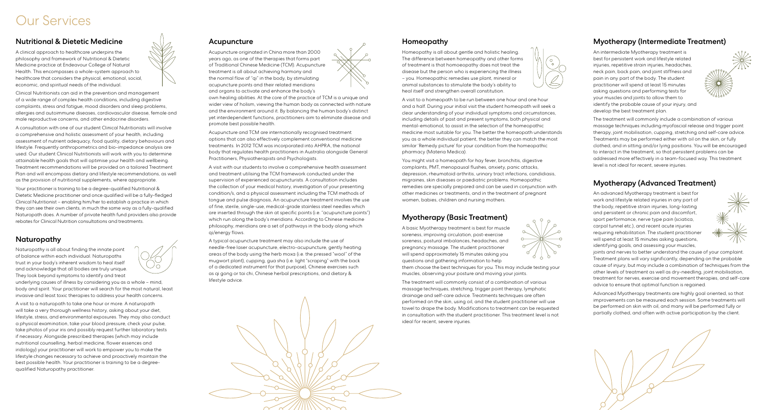# Our Services

## Nutritional & Dietetic Medicine

A clinical approach to healthcare underpins the philosophy and framework of Nutritional & Dietetic Medicine practice at Endeavour College of Natural Health. This encompasses a whole-system approach to healthcare that considers the physical, emotional, social, economic, and spiritual needs of the individual.

Clinical Nutritionists can aid in the prevention and management of a wide range of complex health conditions, including digestive complaints, stress and fatigue, mood disorders and sleep problems, allergies and autoimmune diseases, cardiovascular disease, female and male reproductive concerns, and other endocrine disorders.

A consultation with one of our student Clinical Nutritionists will involve a comprehensive and holistic assessment of your health, including assessment of nutrient adequacy, food quality, dietary behaviours and lifestyle. Frequently anthropometrics and bio-impedance analysis are used. Our student Clinical Nutritionists will work with you to determine attainable health goals that will optimise your health and wellbeing. Treatment recommendations will be provided on a tailored Treatment Plan and will encompass dietary and lifestyle recommendations, as well as the provision of nutritional supplements, where appropriate.

Your practitioner is training to be a degree-qualified Nutritional & Dietetic Medicine practitioner and once qualified will be a fully-fledged Clinical Nutritionist – enabling him/her to establish a practice in which they can see their own clients, in much the same way as a fully-qualified Naturopath does. A number of private health fund providers also provide rebates for Clinical Nutrition consultations and treatments.

## Naturopathy

Naturopathy is all about finding the innate point of balance within each individual. Naturopaths trust in your body's inherent wisdom to heal itself and acknowledge that all bodies are truly unique. They look beyond symptoms to identify and treat underlying causes of illness by considering you as a whole – mind, body and spirit. Your practitioner will search for the most natural, least invasive and least toxic therapies to address your health concerns.

A visit to a naturopath to take one hour or more. A naturopath will take a very thorough wellness history, asking about your diet, lifestyle, stress, and environmental exposures. They may also conduct a physical examination, take your blood pressure, check your pulse, take photos of your iris and possibly request further laboratory tests if necessary. Alongside prescribed therapies (which may include nutritional counselling, herbal medicine, flower essences and iridology) your practitioner will work to empower you to make the lifestyle changes necessary to achieve and proactively maintain the best possible health. Your practitioner is training to be a degree-qualified Naturopathy practitioner.

## Acupuncture

Acupuncture originated in China more than 2000 years ago, as one of the therapies that forms part of Traditional Chinese Medicine (TCM). Acupuncture treatment is all about achieving harmony and the normal flow of "qi" in the body, by stimulating acupuncture points and their related meridians and organs to activate and enhance the body's own healing abilities. At the core of the practice of TCM is a unique and wider view of holism, viewing the human body as connected with nature and the environment around it. By balancing the human body's distinct yet interdependent functions, practitioners aim to eliminate disease and promote best possible health.

Acupuncture and TCM are internationally recognised treatment options that can also effectively complement conventional medicine treatments. In 2012 TCM was incorporated into AHPRA, the national body that regulates health practitioners in Australia alongside General Practitioners, Physiotherapists and Psychologists.

A visit with our students to involve a comprehensive health assessment and treatment utilising the TCM framework conducted under the supervision of experienced acupuncturists. A consultation includes the collection of your medical history, investigation of your presenting condition/s, and a physical assessment including the TCM methods of tongue and pulse diagnosis. An acupuncture treatment involves the use of fine, sterile, single-use, medical-grade stainless steel needles which are inserted through the skin at specific points (i.e. "acupuncture points") which run along the body's meridians. According to Chinese medicine philosophy, meridians are a set of pathways in the body along which qi/energy flows.

A typical acupuncture treatment may also include the use of needle-free laser acupuncture, electro-acupuncture, gently heating areas of the body using the herb moxa (i.e. the pressed "wool" of the mugwort plant), cupping, gua sha (i.e. light "scraping" with the back of a dedicated instrument for that purpose), Chinese exercises such as qi gong or tai chi, Chinese herbal prescriptions, and dietary & lifestyle advice.

## Homeopathy

Homeopathy is all about gentle and holistic healing. The difference between homeopathy and other forms of treatment is that homoeopathy does not treat the disease but the person who is experiencing the illness – you. Homeopathic remedies use plant, mineral or animal substances to stimulate the body's ability to heal itself and strengthen overall constitution.

A visit to a homeopath to be run between one hour and one hour and a half. During your initial visit the student homeopath will seek a clear understanding of your individual symptoms and circumstances, including details of past and present symptoms, both physical and mental-emotional, to assist in the selection of the homeopathic medicine most suitable for you. The better the homeopath understands you as a whole individual patient, the better they can match the most similar 'Remedy picture' for your condition from the homeopathic pharmacy (Materia Medica).

You might visit a homeopath for hay fever, bronchitis, digestive complaints, PMT, menopausal flushes, anxiety, panic attacks, depression, rheumatoid arthritis, urinary tract infections, candidiasis, migraines, skin diseases or paediatric problems. Homeopathic remedies are specially prepared and can be used in conjunction with other medicines or treatments, and in the treatment of pregnant women, babies, children and nursing mothers.

## Myotherapy (Basic Treatment)

A basic Myotherapy treatment is best for muscle soreness, improving circulation, post-exercise soreness, postural imbalances, headaches, and pregnancy massage. The student practitioner will spend approximately 15 minutes asking you questions and gathering information to help them choose the best techniques for you. This may include testing your muscles, observing your posture and moving your joints.

The treatment will commonly consist of a combination of various massage techniques, stretching, trigger point therapy, lymphatic drainage and self-care advice. Treatments techniques are often performed on the skin, using oil, and the student practitioner will use towel to drape the body. Modifications to treatment can be requested in consultation with the student practitioner. This treatment level is not ideal for recent, severe injuries.

## Myotherapy (Intermediate Treatment)

An intermediate Myotherapy treatment is best for persistent work and lifestyle related injuries, repetitive strain injuries, headaches, neck pain, back pain, and joint stiffness and pain in any part of the body. The student practitioner will spend at least 15 minutes asking questions and performing tests for your muscles and joints to allow them to identify the probable cause of your injury, and develop the best treatment plan.

The treatment will commonly include a combination of various massage techniques including myofascial release and trigger point therapy, joint mobilisation, cupping, stretching and self-care advice. Treatments may be performed either with oil on the skin, or fully clothed, and in sitting and/or lying positions. You will be encouraged to interact in the treatment, so that persistent problems can be addressed more effectively in a team-focused way. This treatment level is not ideal for recent, severe injuries.

## Myotherapy (Advanced Treatment)

An advanced Myotherapy treatment is best for work and lifestyle related injuries in any part of the body, repetitive strain injuries, long-lasting and persistent or chronic pain and discomfort, sport performance, nerve type pain (sciatica, carpal tunnel etc.), and recent acute injuries requiring rehabilitation. The student practitioner will spend at least 15 minutes asking questions, identifying goals, and assessing your muscles, joints and nerves to better understand the cause of your complaint. Treatment plans will vary significantly, depending on the probable cause of injury, but may include a combination of techniques from the other levels of treatment as well as dry-needling, joint mobilisation, treatment for nerves, exercise and movement therapies, and self-care advice to ensure that optimal function is regained.

Advanced Myotherapy treatments are highly goal oriented, so that improvements can be measured each session. Some treatments will be performed on skin with oil, and many will be performed fully or partially clothed, and often with active participation by the client.